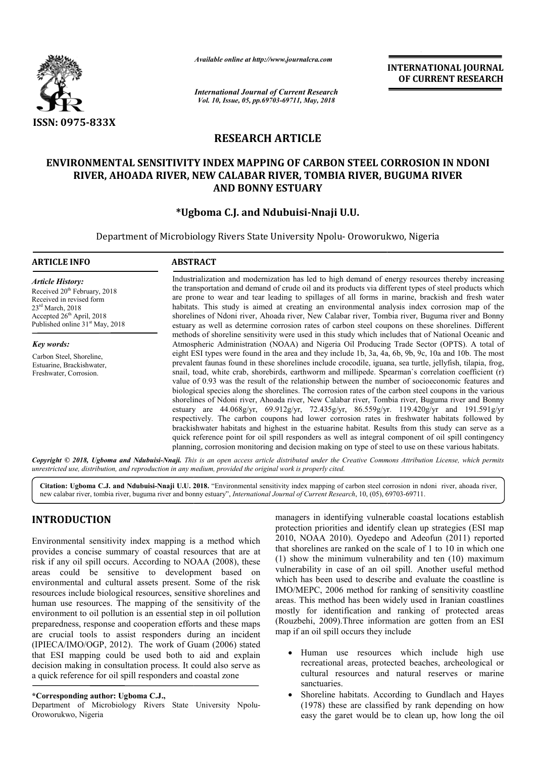ISSN: 0975-833X

*Available online at http://www.journalcra.com*

*International Journal of Current Research*
*Vol. 10, Issue, 05, pp.69703-69711, May, 2018*

**INTERNATIONAL JOURNAL OF CURRENT RESEARCH**

# RESEARCH ARTICLE

# ENVIRONMENTAL SENSITIVITY INDEX MAPPING OF CARBON STEEL CORROSION IN NDONI RIVER, AHOADA RIVER, NEW CALABAR RIVER, TOMBIA RIVER, BUGUMA RIVER AND BONNY ESTUARY

**\*Ugboma C.J. and Ndubuisi-Nnaji U.U.**

Department of Microbiology Rivers State University Npolu- Oroworukwo, Nigeria

**ARTICLE INFO**

*Article History:*
Received 20th February, 2018
Received in revised form
23rd March, 2018
Accepted 26th April, 2018
Published online 31st May, 2018

*Key words:*
Carbon Steel, Shoreline, Estuarine, Brackishwater, Freshwater, Corrosion.

**ABSTRACT**

Industrialization and modernization has led to high demand of energy resources thereby increasing the transportation and demand of crude oil and its products via different types of steel products which are prone to wear and tear leading to spillages of all forms in marine, brackish and fresh water habitats. This study is aimed at creating an environmental analysis index corrosion map of the shorelines of Ndoni river, Ahoada river, New Calabar river, Tombia river, Buguma river and Bonny estuary as well as determine corrosion rates of carbon steel coupons on these shorelines. Different methods of shoreline sensitivity were used in this study which includes that of National Oceanic and Atmospheric Administration (NOAA) and Nigeria Oil Producing Trade Sector (OPTS). A total of eight ESI types were found in the area and they include 1b, 3a, 4a, 6b, 9b, 9c, 10a and 10b. The most prevalent faunas found in these shorelines include crocodile, iguana, sea turtle, jellyfish, tilapia, frog, snail, toad, white crab, shorebirds, earthworm and millipede. Spearman`s correlation coefficient (r) value of 0.93 was the result of the relationship between the number of socioeconomic features and biological species along the shorelines. The corrosion rates of the carbon steel coupons in the various shorelines of Ndoni river, Ahoada river, New Calabar river, Tombia river, Buguma river and Bonny estuary are 44.068g/yr, 69.912g/yr, 72.435g/yr, 86.559g/yr. 119.420g/yr and 191.591g/yr respectively. The carbon coupons had lower corrosion rates in freshwater habitats followed by brackishwater habitats and highest in the estuarine habitat. Results from this study can serve as a quick reference point for oil spill responders as well as integral component of oil spill contingency planning, corrosion monitoring and decision making on type of steel to use on these various habitats.

***Copyright © 2018, Ugboma and Ndubuisi-Nnaji.*** *This is an open access article distributed under the Creative Commons Attribution License, which permits unrestricted use, distribution, and reproduction in any medium, provided the original work is properly cited.*

**Citation: Ugboma C.J. and Ndubuisi-Nnaji U.U. 2018.** "Environmental sensitivity index mapping of carbon steel corrosion in ndoni river, ahoada river, new calabar river, tombia river, buguma river and bonny estuary", *International Journal of Current Research*, 10, (05), 69703-69711.

## INTRODUCTION

Environmental sensitivity index mapping is a method which provides a concise summary of coastal resources that are at risk if any oil spill occurs. According to NOAA (2008), these areas could be sensitive to development based on environmental and cultural assets present. Some of the risk resources include biological resources, sensitive shorelines and human use resources. The mapping of the sensitivity of the environment to oil pollution is an essential step in oil pollution preparedness, response and cooperation efforts and these maps are crucial tools to assist responders during an incident (IPIECA/IMO/OGP, 2012). The work of Guam (2006) stated that ESI mapping could be used both to aid and explain decision making in consultation process. It could also serve as a quick reference for oil spill responders and coastal zone managers in identifying vulnerable coastal locations establish protection priorities and identify clean up strategies (ESI map 2010, NOAA 2010). Oyedepo and Adeofun (2011) reported that shorelines are ranked on the scale of 1 to 10 in which one (1) show the minimum vulnerability and ten (10) maximum vulnerability in case of an oil spill. Another useful method which has been used to describe and evaluate the coastline is IMO/MEPC, 2006 method for ranking of sensitivity coastline areas. This method has been widely used in Iranian coastlines mostly for identification and ranking of protected areas (Rouzbehi, 2009).Three information are gotten from an ESI map if an oil spill occurs they include

- Human use resources which include high use recreational areas, protected beaches, archeological or cultural resources and natural reserves or marine sanctuaries.
- Shoreline habitats. According to Gundlach and Hayes (1978) these are classified by rank depending on how easy the garet would be to clean up, how long the oil

**\*Corresponding author: Ugboma C.J.,**
Department of Microbiology Rivers State University Npolu-Oroworukwo, Nigeria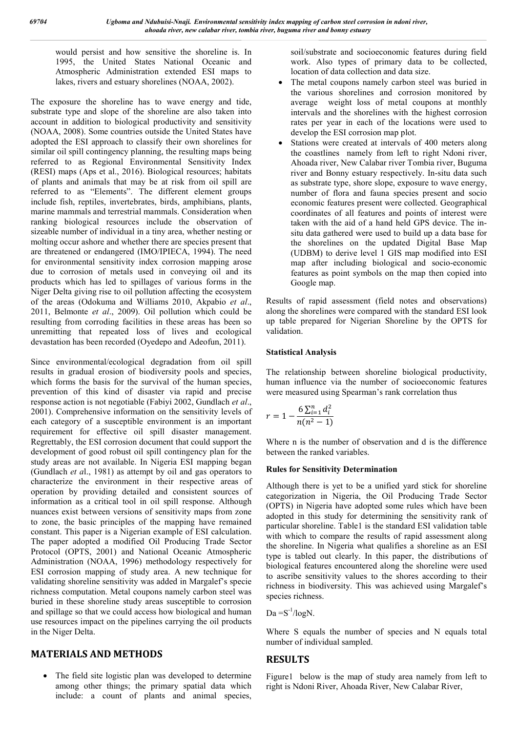would persist and how sensitive the shoreline is. In 1995, the United States National Oceanic and Atmospheric Administration extended ESI maps to lakes, rivers and estuary shorelines (NOAA, 2002).

The exposure the shoreline has to wave energy and tide, substrate type and slope of the shoreline are also taken into account in addition to biological productivity and sensitivity (NOAA, 2008). Some countries outside the United States have adopted the ESI approach to classify their own shorelines for similar oil spill contingency planning, the resulting maps being referred to as Regional Environmental Sensitivity Index (RESI) maps (Aps et al., 2016). Biological resources; habitats of plants and animals that may be at risk from oil spill are referred to as "Elements". The different element groups include fish, reptiles, invertebrates, birds, amphibians, plants, marine mammals and terrestrial mammals. Consideration when ranking biological resources include the observation of sizeable number of individual in a tiny area, whether nesting or molting occur ashore and whether there are species present that are threatened or endangered (IMO/IPIECA, 1994). The need for environmental sensitivity index corrosion mapping arose due to corrosion of metals used in conveying oil and its products which has led to spillages of various forms in the Niger Delta giving rise to oil pollution affecting the ecosystem of the areas (Odokuma and Williams 2010, Akpabio *et al*., 2011, Belmonte *et al*., 2009). Oil pollution which could be resulting from corroding facilities in these areas has been so unremitting that repeated loss of lives and ecological devastation has been recorded (Oyedepo and Adeofun, 2011).

Since environmental/ecological degradation from oil spill results in gradual erosion of biodiversity pools and species, which forms the basis for the survival of the human species, prevention of this kind of disaster via rapid and precise response action is not negotiable (Fabiyi 2002, Gundlach *et al*., 2001). Comprehensive information on the sensitivity levels of each category of a susceptible environment is an important requirement for effective oil spill disaster management. Regrettably, the ESI corrosion document that could support the development of good robust oil spill contingency plan for the study areas are not available. In Nigeria ESI mapping began (Gundlach *et a*l., 1981) as attempt by oil and gas operators to characterize the environment in their respective areas of operation by providing detailed and consistent sources of information as a critical tool in oil spill response. Although nuances exist between versions of sensitivity maps from zone to zone, the basic principles of the mapping have remained constant. This paper is a Nigerian example of ESI calculation. The paper adopted a modified Oil Producing Trade Sector Protocol (OPTS, 2001) and National Oceanic Atmospheric Administration (NOAA, 1996) methodology respectively for ESI corrosion mapping of study area. A new technique for validating shoreline sensitivity was added in Margalef's specie richness computation. Metal coupons namely carbon steel was buried in these shoreline study areas susceptible to corrosion and spillage so that we could access how biological and human use resources impact on the pipelines carrying the oil products in the Niger Delta.

## MATERIALS AND METHODS

- The field site logistic plan was developed to determine among other things; the primary spatial data which include: a count of plants and animal species, soil/substrate and socioeconomic features during field work. Also types of primary data to be collected, location of data collection and data size.
- The metal coupons namely carbon steel was buried in the various shorelines and corrosion monitored by average weight loss of metal coupons at monthly intervals and the shorelines with the highest corrosion rates per year in each of the locations were used to develop the ESI corrosion map plot.
- Stations were created at intervals of 400 meters along the coastlines namely from left to right Ndoni river, Ahoada river, New Calabar river Tombia river, Buguma river and Bonny estuary respectively. In-situ data such as substrate type, shore slope, exposure to wave energy, number of flora and fauna species present and socio economic features present were collected. Geographical coordinates of all features and points of interest were taken with the aid of a hand held GPS device. The in-situ data gathered were used to build up a data base for the shorelines on the updated Digital Base Map (UDBM) to derive level 1 GIS map modified into ESI map after including biological and socio-economic features as point symbols on the map then copied into Google map.

Results of rapid assessment (field notes and observations) along the shorelines were compared with the standard ESI look up table prepared for Nigerian Shoreline by the OPTS for validation.

### Statistical Analysis

The relationship between shoreline biological productivity, human influence via the number of socioeconomic features were measured using Spearman's rank correlation thus

$$r = 1 - \frac{6\sum_{i=1}^{n} d_i^2}{n(n^2 - 1)}$$

Where n is the number of observation and d is the difference between the ranked variables.

### Rules for Sensitivity Determination

Although there is yet to be a unified yard stick for shoreline categorization in Nigeria, the Oil Producing Trade Sector (OPTS) in Nigeria have adopted some rules which have been adopted in this study for determining the sensitivity rank of particular shoreline. Table1 is the standard ESI validation table with which to compare the results of rapid assessment along the shoreline. In Nigeria what qualifies a shoreline as an ESI type is tabled out clearly. In this paper, the distributions of biological features encountered along the shoreline were used to ascribe sensitivity values to the shores according to their richness in biodiversity. This was achieved using Margalef's species richness.

$Da = S^{-1}/\log N$.

Where S equals the number of species and N equals total number of individual sampled.

## RESULTS

Figure1 below is the map of study area namely from left to right is Ndoni River, Ahoada River, New Calabar River,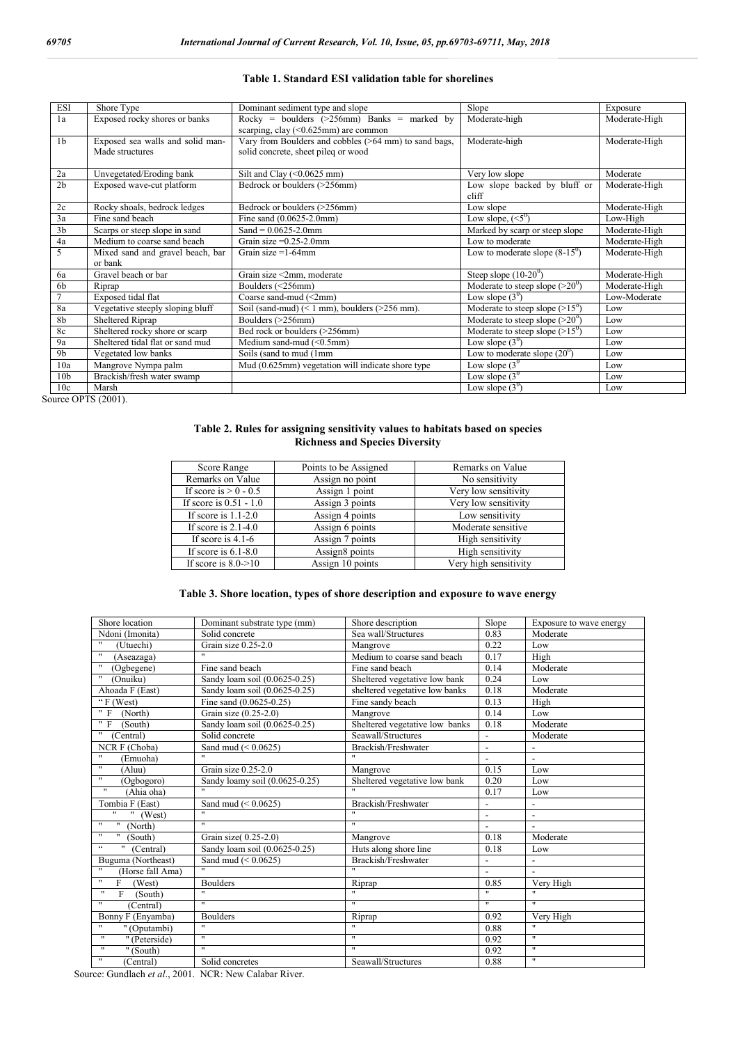**Table 1. Standard ESI validation table for shorelines**

| ESI | Shore Type | Dominant sediment type and slope | Slope | Exposure |
|---|---|---|---|---|
| 1a | Exposed rocky shores or banks | Rocky = boulders (>256mm) Banks = marked by scarping, clay (<0.625mm) are common | Moderate-high | Moderate-High |
| 1b | Exposed sea walls and solid man-Made structures | Vary from Boulders and cobbles (>64 mm) to sand bags, solid concrete, sheet pileq or wood | Moderate-high | Moderate-High |
| 2a | Unvegetated/Eroding bank | Silt and Clay (<0.0625 mm) | Very low slope | Moderate |
| 2b | Exposed wave-cut platform | Bedrock or boulders (>256mm) | Low slope backed by bluff or cliff | Moderate-High |
| 2c | Rocky shoals, bedrock ledges | Bedrock or boulders (>256mm) | Low slope | Moderate-High |
| 3a | Fine sand beach | Fine sand (0.0625-2.0mm) | Low slope, (<$5^0$) | Low-High |
| 3b | Scarps or steep slope in sand | Sand = 0.0625-2.0mm | Marked by scarp or steep slope | Moderate-High |
| 4a | Medium to coarse sand beach | Grain size =0.25-2.0mm | Low to moderate | Moderate-High |
| 5 | Mixed sand and gravel beach, bar or bank | Grain size =1-64mm | Low to moderate slope (8-$15^0$) | Moderate-High |
| 6a | Gravel beach or bar | Grain size <2mm, moderate | Steep slope (10-$20^0$) | Moderate-High |
| 6b | Riprap | Boulders (<256mm) | Moderate to steep slope (>$20^0$) | Moderate-High |
| 7 | Exposed tidal flat | Coarse sand-mud (<2mm) | Low slope ($3^0$) | Low-Moderate |
| 8a | Vegetative steeply sloping bluff | Soil (sand-mud) (< 1 mm), boulders (>256 mm). | Moderate to steep slope (>$15^o$) | Moderate-High |
| 8b | Sheltered Riprap | Boulders (>256mm) | Moderate to steep slope (>$20^0$) | Low |
| 8c | Sheltered rocky shore or scarp | Bed rock or boulders (>256mm) | Moderate to steep slope (>$15^0$) | Low |
| 9a | Sheltered tidal flat or sand mud | Medium sand-mud (<0.5mm) | Low slope ($3^0$) | Low |
| 9b | Vegetated low banks | Soils (sand to mud (1mm | Low to moderate slope ($20^0$) | Low |
| 10a | Mangrove Nympa palm | Mud (0.625mm) vegetation will indicate shore type | Low slope ($3^0$ | Low |
| 10b | Brackish/fresh water swamp | | Low slope ($3^0$ | Low |
| 10c | Marsh | | Low slope ($3^0$) | Low |

Source OPTS (2001).

**Table 2. Rules for assigning sensitivity values to habitats based on species Richness and Species Diversity**

| Score Range | Points to be Assigned | Remarks on Value |
|---|---|---|
| Remarks on Value | Assign no point | No sensitivity |
| If score is > 0 - 0.5 | Assign 1 point | Very low sensitivity |
| If score is 0.51 - 1.0 | Assign 3 points | Very low sensitivity |
| If score is 1.1-2.0 | Assign 4 points | Low sensitivity |
| If score is 2.1-4.0 | Assign 6 points | Moderate sensitive |
| If score is 4.1-6 | Assign 7 points | High sensitivity |
| If score is 6.1-8.0 | Assign8 points | High sensitivity |
| If score is 8.0->10 | Assign 10 points | Very high sensitivity |

**Table 3. Shore location, types of shore description and exposure to wave energy**

| Shore location | Dominant substrate type (mm) | Shore description | Slope | Exposure to wave energy |
|---|---|---|---|---|
| Ndoni (Imonita) | Solid concrete | Sea wall/Structures | 0.83 | Moderate |
| " (Utuechi) | Grain size 0.25-2.0 | Mangrove | 0.22 | Low |
| " (Aseazaga) | " | Medium to coarse sand beach | 0.17 | High |
| " (Ogbegene) | Fine sand beach | Fine sand beach | 0.14 | Moderate |
| " (Onuiku) | Sandy loam soil (0.0625-0.25) | Sheltered vegetative low bank | 0.24 | Low |
| Ahoada F (East) | Sandy loam soil (0.0625-0.25) | sheltered vegetative low banks | 0.18 | Moderate |
| " F (West) | Fine sand (0.0625-0.25) | Fine sandy beach | 0.13 | High |
| " F (North) | Grain size (0.25-2.0) | Mangrove | 0.14 | Low |
| " F (South) | Sandy loam soil (0.0625-0.25) | Sheltered vegetative low banks | 0.18 | Moderate |
| " (Central) | Solid concrete | Seawall/Structures | - | Moderate |
| NCR F (Choba) | Sand mud (< 0.0625) | Brackish/Freshwater | - | - |
| " (Emuoha) | " | " | - | - |
| " (Aluu) | Grain size 0.25-2.0 | Mangrove | 0.15 | Low |
| " (Ogbogoro) | Sandy loamy soil (0.0625-0.25) | Sheltered vegetative low bank | 0.20 | Low |
| " (Ahia oha) | " | " | 0.17 | Low |
| Tombia F (East) | Sand mud (< 0.0625) | Brackish/Freshwater | - | - |
| " " (West) | " | " | - | - |
| " " (North) | " | " | - | - |
| " " (South) | Grain size( 0.25-2.0) | Mangrove | 0.18 | Moderate |
| " " (Central) | Sandy loam soil (0.0625-0.25) | Huts along shore line | 0.18 | Low |
| Buguma (Northeast) | Sand mud (< 0.0625) | Brackish/Freshwater | - | - |
| " (Horse fall Ama) | " | " | - | - |
| " F (West) | Boulders | Riprap | 0.85 | Very High |
| " F (South) | " | " | " | " |
| " (Central) | " | " | " | " |
| Bonny F (Enyamba) | Boulders | Riprap | 0.92 | Very High |
| " " (Oputambi) | " | " | 0.88 | " |
| " " (Peterside) | " | " | 0.92 | " |
| " " (South) | " | " | 0.92 | " |
| " (Central) | Solid concretes | Seawall/Structures | 0.88 | " |

Source: Gundlach *et al*., 2001. NCR: New Calabar River.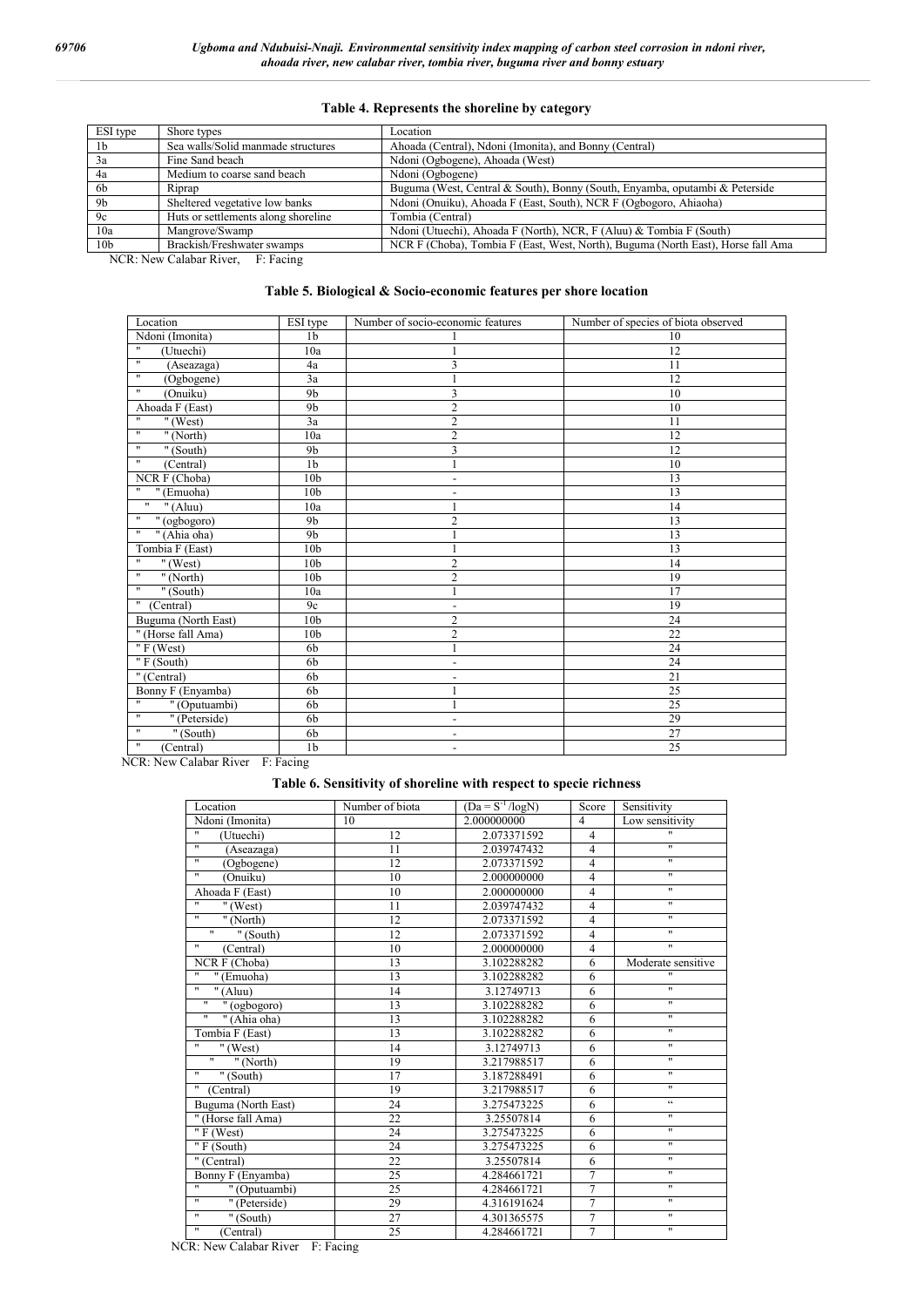**Table 4. Represents the shoreline by category**

| ESI type | Shore types | Location |
|---|---|---|
| 1b | Sea walls/Solid manmade structures | Ahoada (Central), Ndoni (Imonita), and Bonny (Central) |
| 3a | Fine Sand beach | Ndoni (Ogbogene), Ahoada (West) |
| 4a | Medium to coarse sand beach | Ndoni (Ogbogene) |
| 6b | Riprap | Buguma (West, Central & South), Bonny (South, Enyamba, oputambi & Peterside |
| 9b | Sheltered vegetative low banks | Ndoni (Onuiku), Ahoada F (East, South), NCR F (Ogbogoro, Ahiaoha) |
| 9c | Huts or settlements along shoreline | Tombia (Central) |
| 10a | Mangrove/Swamp | Ndoni (Utuechi), Ahoada F (North), NCR, F (Aluu) & Tombia F (South) |
| 10b | Brackish/Freshwater swamps | NCR F (Choba), Tombia F (East, West, North), Buguma (North East), Horse fall Ama |

NCR: New Calabar River, F: Facing

**Table 5. Biological & Socio-economic features per shore location**

| Location | ESI type | Number of socio-economic features | Number of species of biota observed |
|---|---|---|---|
| Ndoni (Imonita) | 1b | 1 | 10 |
| " (Utuechi) | 10a | 1 | 12 |
| " (Aseazaga) | 4a | 3 | 11 |
| " (Ogbogene) | 3a | 1 | 12 |
| " (Onuiku) | 9b | 3 | 10 |
| Ahoada F (East) | 9b | 2 | 10 |
| " " (West) | 3a | 2 | 11 |
| " " (North) | 10a | 2 | 12 |
| " " (South) | 9b | 3 | 12 |
| " (Central) | 1b | 1 | 10 |
| NCR F (Choba) | 10b | - | 13 |
| " " (Emuoha) | 10b | - | 13 |
| " " (Aluu) | 10a | 1 | 14 |
| " " (ogbogoro) | 9b | 2 | 13 |
| " " (Ahia oha) | 9b | 1 | 13 |
| Tombia F (East) | 10b | 1 | 13 |
| " " (West) | 10b | 2 | 14 |
| " " (North) | 10b | 2 | 19 |
| " " (South) | 10a | 1 | 17 |
| " (Central) | 9c | - | 19 |
| Buguma (North East) | 10b | 2 | 24 |
| " (Horse fall Ama) | 10b | 2 | 22 |
| " F (West) | 6b | 1 | 24 |
| " F (South) | 6b | - | 24 |
| " (Central) | 6b | - | 21 |
| Bonny F (Enyamba) | 6b | 1 | 25 |
| " " (Oputuambi) | 6b | 1 | 25 |
| " " (Peterside) | 6b | - | 29 |
| " " (South) | 6b | - | 27 |
| " (Central) | 1b | - | 25 |

NCR: New Calabar River F: Facing

**Table 6. Sensitivity of shoreline with respect to specie richness**

| Location | Number of biota | $(Da = S^{-1} / \log N)$ | Score | Sensitivity |
|---|---|---|---|---|
| Ndoni (Imonita) | 10 | 2.000000000 | 4 | Low sensitivity |
| " (Utuechi) | 12 | 2.073371592 | 4 | " |
| " (Aseazaga) | 11 | 2.039747432 | 4 | " |
| " (Ogbogene) | 12 | 2.073371592 | 4 | " |
| " (Onuiku) | 10 | 2.000000000 | 4 | " |
| Ahoada F (East) | 10 | 2.000000000 | 4 | " |
| " " (West) | 11 | 2.039747432 | 4 | " |
| " " (North) | 12 | 2.073371592 | 4 | " |
| " " (South) | 12 | 2.073371592 | 4 | " |
| " (Central) | 10 | 2.000000000 | 4 | " |
| NCR F (Choba) | 13 | 3.102288282 | 6 | Moderate sensitive |
| " " (Emuoha) | 13 | 3.102288282 | 6 | " |
| " " (Aluu) | 14 | 3.12749713 | 6 | " |
| " " (ogbogoro) | 13 | 3.102288282 | 6 | " |
| " " (Ahia oha) | 13 | 3.102288282 | 6 | " |
| Tombia F (East) | 13 | 3.102288282 | 6 | " |
| " " (West) | 14 | 3.12749713 | 6 | " |
| " " (North) | 19 | 3.217988517 | 6 | " |
| " " (South) | 17 | 3.187288491 | 6 | " |
| " (Central) | 19 | 3.217988517 | 6 | " |
| Buguma (North East) | 24 | 3.275473225 | 6 | " |
| " (Horse fall Ama) | 22 | 3.25507814 | 6 | " |
| " F (West) | 24 | 3.275473225 | 6 | " |
| " F (South) | 24 | 3.275473225 | 6 | " |
| " (Central) | 22 | 3.25507814 | 6 | " |
| Bonny F (Enyamba) | 25 | 4.284661721 | 7 | " |
| " " (Oputuambi) | 25 | 4.284661721 | 7 | " |
| " " (Peterside) | 29 | 4.316191624 | 7 | " |
| " " (South) | 27 | 4.301365575 | 7 | " |
| " (Central) | 25 | 4.284661721 | 7 | " |

NCR: New Calabar River F: Facing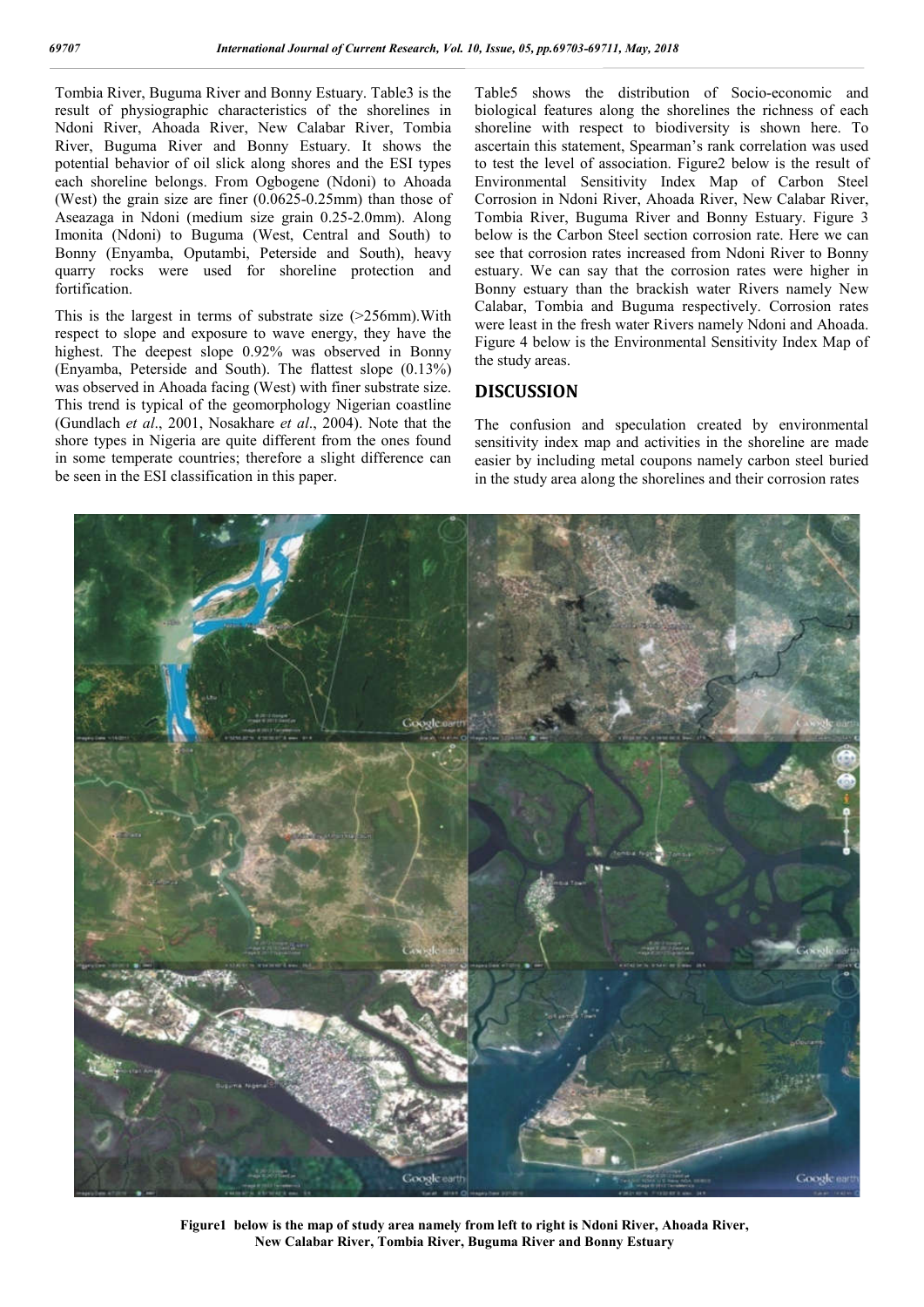Tombia River, Buguma River and Bonny Estuary. Table3 is the result of physiographic characteristics of the shorelines in Ndoni River, Ahoada River, New Calabar River, Tombia River, Buguma River and Bonny Estuary. It shows the potential behavior of oil slick along shores and the ESI types each shoreline belongs. From Ogbogene (Ndoni) to Ahoada (West) the grain size are finer (0.0625-0.25mm) than those of Aseazaga in Ndoni (medium size grain 0.25-2.0mm). Along Imonita (Ndoni) to Buguma (West, Central and South) to Bonny (Enyamba, Oputambi, Peterside and South), heavy quarry rocks were used for shoreline protection and fortification.

This is the largest in terms of substrate size (>256mm).With respect to slope and exposure to wave energy, they have the highest. The deepest slope 0.92% was observed in Bonny (Enyamba, Peterside and South). The flattest slope (0.13%) was observed in Ahoada facing (West) with finer substrate size. This trend is typical of the geomorphology Nigerian coastline (Gundlach *et al*., 2001, Nosakhare *et al*., 2004). Note that the shore types in Nigeria are quite different from the ones found in some temperate countries; therefore a slight difference can be seen in the ESI classification in this paper.

Table5 shows the distribution of Socio-economic and biological features along the shorelines the richness of each shoreline with respect to biodiversity is shown here. To ascertain this statement, Spearman's rank correlation was used to test the level of association. Figure2 below is the result of Environmental Sensitivity Index Map of Carbon Steel Corrosion in Ndoni River, Ahoada River, New Calabar River, Tombia River, Buguma River and Bonny Estuary. Figure 3 below is the Carbon Steel section corrosion rate. Here we can see that corrosion rates increased from Ndoni River to Bonny estuary. We can say that the corrosion rates were higher in Bonny estuary than the brackish water Rivers namely New Calabar, Tombia and Buguma respectively. Corrosion rates were least in the fresh water Rivers namely Ndoni and Ahoada. Figure 4 below is the Environmental Sensitivity Index Map of the study areas.

## DISCUSSION

The confusion and speculation created by environmental sensitivity index map and activities in the shoreline are made easier by including metal coupons namely carbon steel buried in the study area along the shorelines and their corrosion rates

**Figure1 below is the map of study area namely from left to right is Ndoni River, Ahoada River, New Calabar River, Tombia River, Buguma River and Bonny Estuary**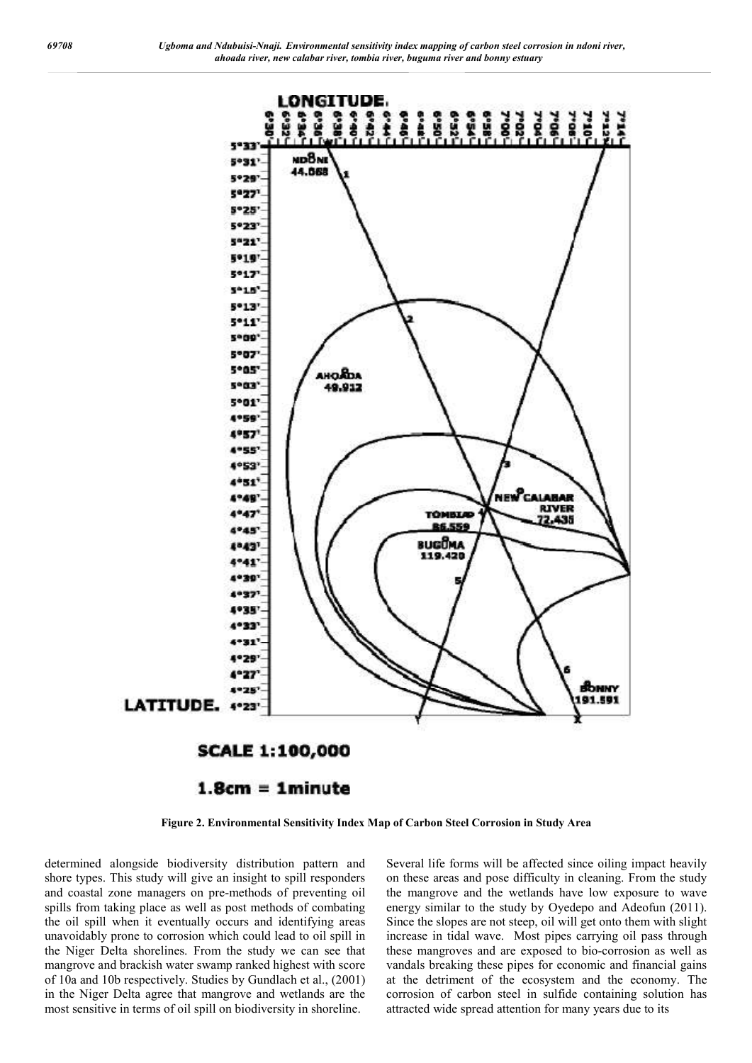Figure 2. Environmental Sensitivity Index Map of Carbon Steel Corrosion in Study Area

determined alongside biodiversity distribution pattern and shore types. This study will give an insight to spill responders and coastal zone managers on pre-methods of preventing oil spills from taking place as well as post methods of combating the oil spill when it eventually occurs and identifying areas unavoidably prone to corrosion which could lead to oil spill in the Niger Delta shorelines. From the study we can see that mangrove and brackish water swamp ranked highest with score of 10a and 10b respectively. Studies by Gundlach et al., (2001) in the Niger Delta agree that mangrove and wetlands are the most sensitive in terms of oil spill on biodiversity in shoreline.

Several life forms will be affected since oiling impact heavily on these areas and pose difficulty in cleaning. From the study the mangrove and the wetlands have low exposure to wave energy similar to the study by Oyedepo and Adeofun (2011). Since the slopes are not steep, oil will get onto them with slight increase in tidal wave. Most pipes carrying oil pass through these mangroves and are exposed to bio-corrosion as well as vandals breaking these pipes for economic and financial gains at the detriment of the ecosystem and the economy. The corrosion of carbon steel in sulfide containing solution has attracted wide spread attention for many years due to its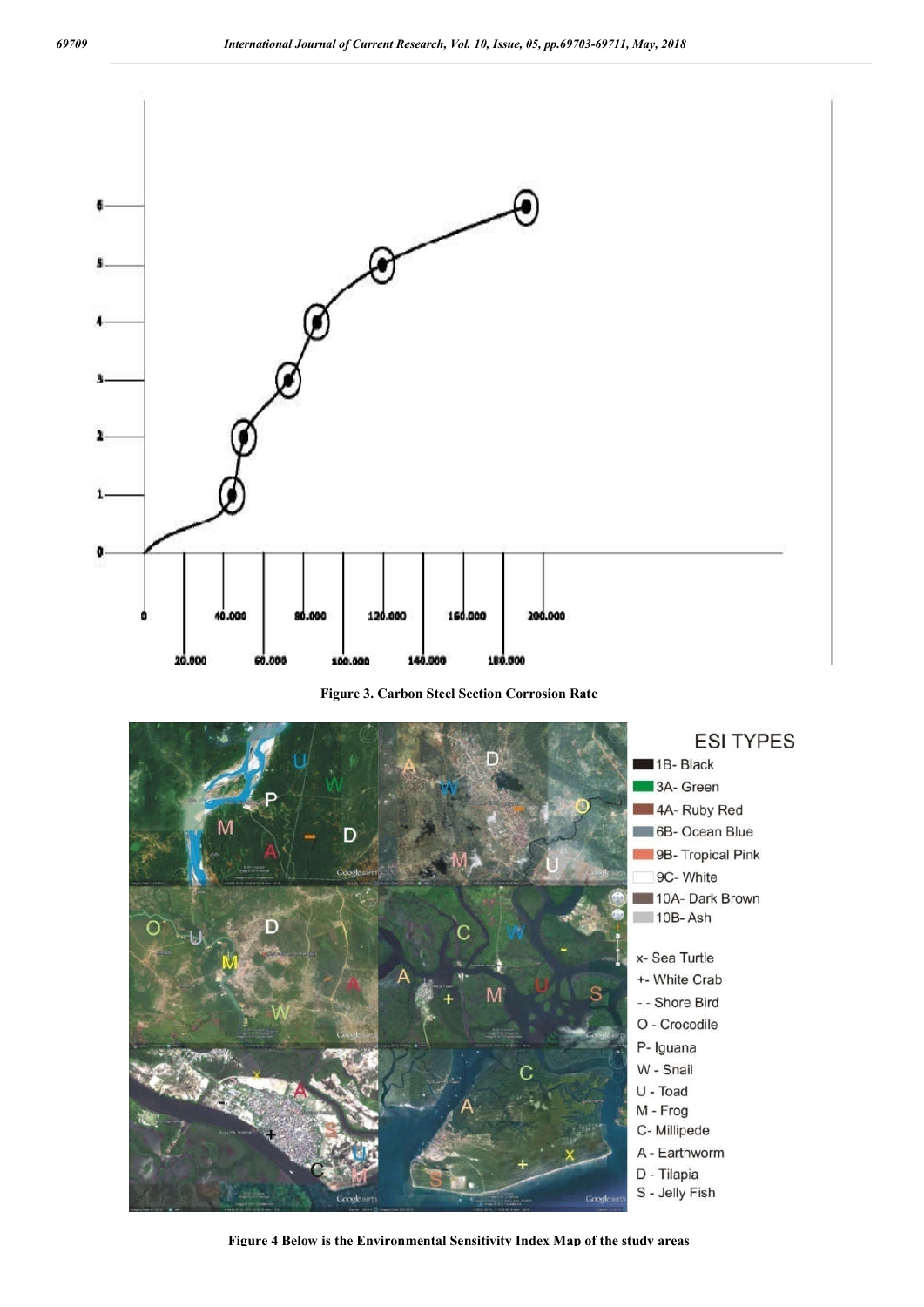Figure 3. Carbon Steel Section Corrosion Rate

Figure 4 Below is the Environmental Sensitivity Index Map of the study areas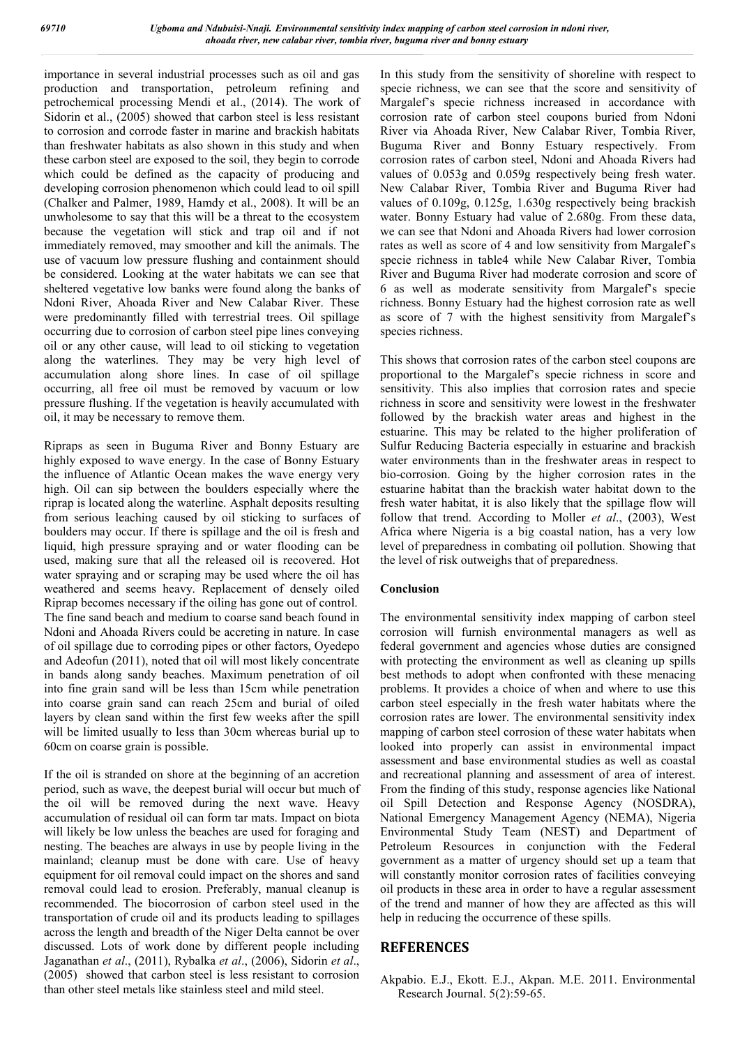importance in several industrial processes such as oil and gas production and transportation, petroleum refining and petrochemical processing Mendi et al., (2014). The work of Sidorin et al., (2005) showed that carbon steel is less resistant to corrosion and corrode faster in marine and brackish habitats than freshwater habitats as also shown in this study and when these carbon steel are exposed to the soil, they begin to corrode which could be defined as the capacity of producing and developing corrosion phenomenon which could lead to oil spill (Chalker and Palmer, 1989, Hamdy et al., 2008). It will be an unwholesome to say that this will be a threat to the ecosystem because the vegetation will stick and trap oil and if not immediately removed, may smoother and kill the animals. The use of vacuum low pressure flushing and containment should be considered. Looking at the water habitats we can see that sheltered vegetative low banks were found along the banks of Ndoni River, Ahoada River and New Calabar River. These were predominantly filled with terrestrial trees. Oil spillage occurring due to corrosion of carbon steel pipe lines conveying oil or any other cause, will lead to oil sticking to vegetation along the waterlines. They may be very high level of accumulation along shore lines. In case of oil spillage occurring, all free oil must be removed by vacuum or low pressure flushing. If the vegetation is heavily accumulated with oil, it may be necessary to remove them.

Ripraps as seen in Buguma River and Bonny Estuary are highly exposed to wave energy. In the case of Bonny Estuary the influence of Atlantic Ocean makes the wave energy very high. Oil can sip between the boulders especially where the riprap is located along the waterline. Asphalt deposits resulting from serious leaching caused by oil sticking to surfaces of boulders may occur. If there is spillage and the oil is fresh and liquid, high pressure spraying and or water flooding can be used, making sure that all the released oil is recovered. Hot water spraying and or scraping may be used where the oil has weathered and seems heavy. Replacement of densely oiled Riprap becomes necessary if the oiling has gone out of control. The fine sand beach and medium to coarse sand beach found in Ndoni and Ahoada Rivers could be accreting in nature. In case of oil spillage due to corroding pipes or other factors, Oyedepo and Adeofun (2011), noted that oil will most likely concentrate in bands along sandy beaches. Maximum penetration of oil into fine grain sand will be less than 15cm while penetration into coarse grain sand can reach 25cm and burial of oiled layers by clean sand within the first few weeks after the spill will be limited usually to less than 30cm whereas burial up to 60cm on coarse grain is possible.

If the oil is stranded on shore at the beginning of an accretion period, such as wave, the deepest burial will occur but much of the oil will be removed during the next wave. Heavy accumulation of residual oil can form tar mats. Impact on biota will likely be low unless the beaches are used for foraging and nesting. The beaches are always in use by people living in the mainland; cleanup must be done with care. Use of heavy equipment for oil removal could impact on the shores and sand removal could lead to erosion. Preferably, manual cleanup is recommended. The biocorrosion of carbon steel used in the transportation of crude oil and its products leading to spillages across the length and breadth of the Niger Delta cannot be over discussed. Lots of work done by different people including Jaganathan *et al*., (2011), Rybalka *et al*., (2006), Sidorin *et al*., (2005) showed that carbon steel is less resistant to corrosion than other steel metals like stainless steel and mild steel.

In this study from the sensitivity of shoreline with respect to specie richness, we can see that the score and sensitivity of Margalef's specie richness increased in accordance with corrosion rate of carbon steel coupons buried from Ndoni River via Ahoada River, New Calabar River, Tombia River, Buguma River and Bonny Estuary respectively. From corrosion rates of carbon steel, Ndoni and Ahoada Rivers had values of 0.053g and 0.059g respectively being fresh water. New Calabar River, Tombia River and Buguma River had values of 0.109g, 0.125g, 1.630g respectively being brackish water. Bonny Estuary had value of 2.680g. From these data, we can see that Ndoni and Ahoada Rivers had lower corrosion rates as well as score of 4 and low sensitivity from Margalef's specie richness in table4 while New Calabar River, Tombia River and Buguma River had moderate corrosion and score of 6 as well as moderate sensitivity from Margalef's specie richness. Bonny Estuary had the highest corrosion rate as well as score of 7 with the highest sensitivity from Margalef's species richness.

This shows that corrosion rates of the carbon steel coupons are proportional to the Margalef's specie richness in score and sensitivity. This also implies that corrosion rates and specie richness in score and sensitivity were lowest in the freshwater followed by the brackish water areas and highest in the estuarine. This may be related to the higher proliferation of Sulfur Reducing Bacteria especially in estuarine and brackish water environments than in the freshwater areas in respect to bio-corrosion. Going by the higher corrosion rates in the estuarine habitat than the brackish water habitat down to the fresh water habitat, it is also likely that the spillage flow will follow that trend. According to Moller *et al*., (2003), West Africa where Nigeria is a big coastal nation, has a very low level of preparedness in combating oil pollution. Showing that the level of risk outweighs that of preparedness.

## Conclusion

The environmental sensitivity index mapping of carbon steel corrosion will furnish environmental managers as well as federal government and agencies whose duties are consigned with protecting the environment as well as cleaning up spills best methods to adopt when confronted with these menacing problems. It provides a choice of when and where to use this carbon steel especially in the fresh water habitats where the corrosion rates are lower. The environmental sensitivity index mapping of carbon steel corrosion of these water habitats when looked into properly can assist in environmental impact assessment and base environmental studies as well as coastal and recreational planning and assessment of area of interest. From the finding of this study, response agencies like National oil Spill Detection and Response Agency (NOSDRA), National Emergency Management Agency (NEMA), Nigeria Environmental Study Team (NEST) and Department of Petroleum Resources in conjunction with the Federal government as a matter of urgency should set up a team that will constantly monitor corrosion rates of facilities conveying oil products in these area in order to have a regular assessment of the trend and manner of how they are affected as this will help in reducing the occurrence of these spills.

## REFERENCES

Akpabio. E.J., Ekott. E.J., Akpan. M.E. 2011. Environmental Research Journal. 5(2):59-65.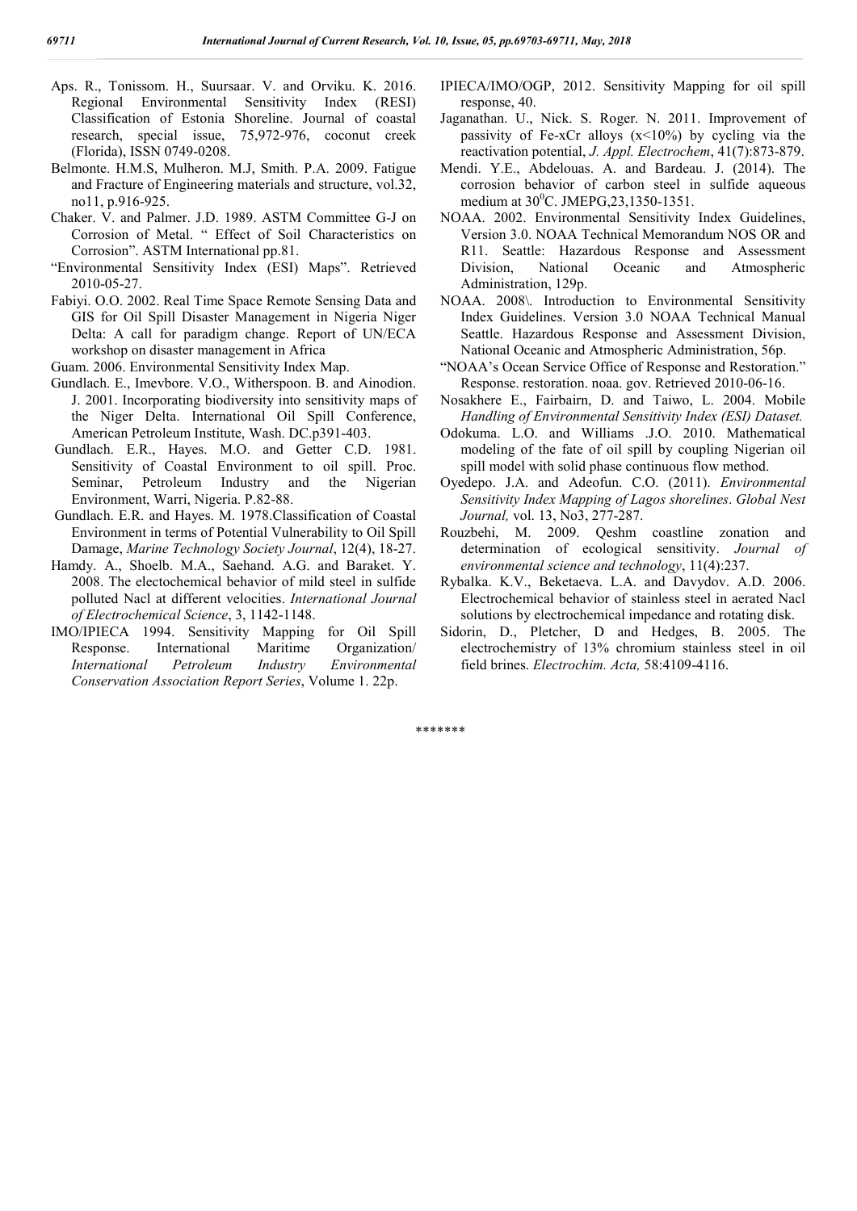Aps. R., Tonissom. H., Suursaar. V. and Orviku. K. 2016. Regional Environmental Sensitivity Index (RESI) Classification of Estonia Shoreline. Journal of coastal research, special issue, 75,972-976, coconut creek (Florida), ISSN 0749-0208.

Belmonte. H.M.S, Mulheron. M.J, Smith. P.A. 2009. Fatigue and Fracture of Engineering materials and structure, vol.32, no11, p.916-925.

Chaker. V. and Palmer. J.D. 1989. ASTM Committee G-J on Corrosion of Metal. " Effect of Soil Characteristics on Corrosion". ASTM International pp.81.

"Environmental Sensitivity Index (ESI) Maps". Retrieved 2010-05-27.

Fabiyi. O.O. 2002. Real Time Space Remote Sensing Data and GIS for Oil Spill Disaster Management in Nigeria Niger Delta: A call for paradigm change. Report of UN/ECA workshop on disaster management in Africa

Guam. 2006. Environmental Sensitivity Index Map.

Gundlach. E., Imevbore. V.O., Witherspoon. B. and Ainodion. J. 2001. Incorporating biodiversity into sensitivity maps of the Niger Delta. International Oil Spill Conference, American Petroleum Institute, Wash. DC.p391-403.

Gundlach. E.R., Hayes. M.O. and Getter C.D. 1981. Sensitivity of Coastal Environment to oil spill. Proc. Seminar, Petroleum Industry and the Nigerian Environment, Warri, Nigeria. P.82-88.

Gundlach. E.R. and Hayes. M. 1978.Classification of Coastal Environment in terms of Potential Vulnerability to Oil Spill Damage, *Marine Technology Society Journal*, 12(4), 18-27.

Hamdy. A., Shoelb. M.A., Saehand. A.G. and Baraket. Y. 2008. The electochemical behavior of mild steel in sulfide polluted Nacl at different velocities. *International Journal of Electrochemical Science*, 3, 1142-1148.

IMO/IPIECA 1994. Sensitivity Mapping for Oil Spill Response. International Maritime Organization/ *International Petroleum Industry Environmental Conservation Association Report Series*, Volume 1. 22p.

IPIECA/IMO/OGP, 2012. Sensitivity Mapping for oil spill response, 40.

Jaganathan. U., Nick. S. Roger. N. 2011. Improvement of passivity of Fe-xCr alloys (x<10%) by cycling via the reactivation potential, *J. Appl. Electrochem*, 41(7):873-879.

Mendi. Y.E., Abdelouas. A. and Bardeau. J. (2014). The corrosion behavior of carbon steel in sulfide aqueous medium at $30^0$C. JMEPG,23,1350-1351.

NOAA. 2002. Environmental Sensitivity Index Guidelines, Version 3.0. NOAA Technical Memorandum NOS OR and R11. Seattle: Hazardous Response and Assessment Division, National Oceanic and Atmospheric Administration, 129p.

NOAA. 2008\. Introduction to Environmental Sensitivity Index Guidelines. Version 3.0 NOAA Technical Manual Seattle. Hazardous Response and Assessment Division, National Oceanic and Atmospheric Administration, 56p.

"NOAA's Ocean Service Office of Response and Restoration." Response. restoration. noaa. gov. Retrieved 2010-06-16.

Nosakhere E., Fairbairn, D. and Taiwo, L. 2004. Mobile *Handling of Environmental Sensitivity Index (ESI) Dataset.*

Odokuma. L.O. and Williams .J.O. 2010. Mathematical modeling of the fate of oil spill by coupling Nigerian oil spill model with solid phase continuous flow method.

Oyedepo. J.A. and Adeofun. C.O. (2011). *Environmental Sensitivity Index Mapping of Lagos shorelines*. *Global Nest Journal,* vol. 13, No3, 277-287.

Rouzbehi, M. 2009. Qeshm coastline zonation and determination of ecological sensitivity. *Journal of environmental science and technology*, 11(4):237.

Rybalka. K.V., Beketaeva. L.A. and Davydov. A.D. 2006. Electrochemical behavior of stainless steel in aerated Nacl solutions by electrochemical impedance and rotating disk.

Sidorin, D., Pletcher, D and Hedges, B. 2005. The electrochemistry of 13% chromium stainless steel in oil field brines. *Electrochim. Acta,* 58:4109-4116.

*******